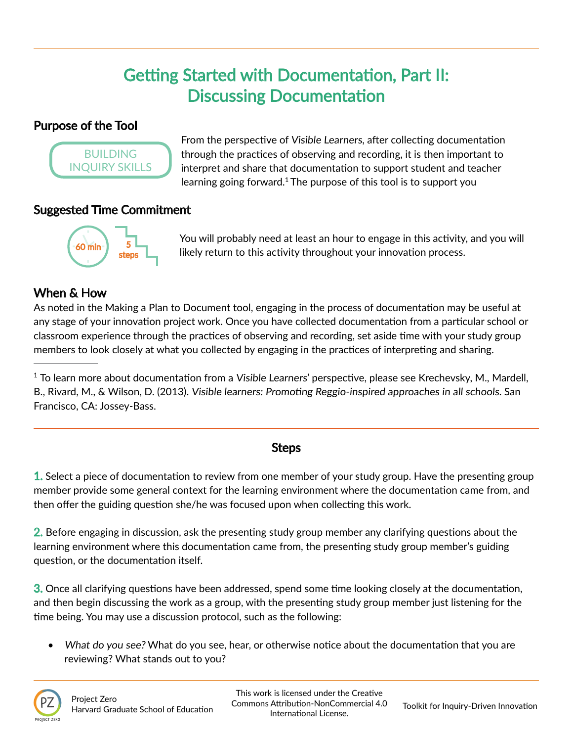# Getting Started with Documentation, Part II: Discussing Documentation

## Purpose of the Tool

BUILDING INQUIRY SKILLS

From the perspective of *Visible Learners*, after collecting documentation through the practices of observing and recording, it is then important to interpret and share that documentation to support student and teacher learning going forward.[1] The purpose of this tool is to support you

## Suggested Time Commitment

60 min

5 steps

You will probably need at least an hour to engage in this activity, and you will likely return to this activity throughout your innovation process.

## When & How

As noted in the Making a Plan to Document tool, engaging in the process of documentation may be useful at any stage of your innovation project work. Once you have collected documentation from a particular school or classroom experience through the practices of observing and recording, set aside time with your study group members to look closely at what you collected by engaging in the practices of interpreting and sharing.

[1] To learn more about documentation from a *Visible Learners*' perspective, please see Krechevsky, M., Mardell, B., Rivard, M., & Wilson, D. (2013). *Visible learners: Promoting Reggio-inspired approaches in all schools.* San Francisco, CA: Jossey-Bass.

## Steps

**1.** Select a piece of documentation to review from one member of your study group. Have the presenting group member provide some general context for the learning environment where the documentation came from, and then offer the guiding question she/he was focused upon when collecting this work.

**2.** Before engaging in discussion, ask the presenting study group member any clarifying questions about the learning environment where this documentation came from, the presenting study group member's guiding question, or the documentation itself.

**3.** Once all clarifying questions have been addressed, spend some time looking closely at the documentation, and then begin discussing the work as a group, with the presenting study group member just listening for the time being. You may use a discussion protocol, such as the following:

- *What do you see?* What do you see, hear, or otherwise notice about the documentation that you are reviewing? What stands out to you?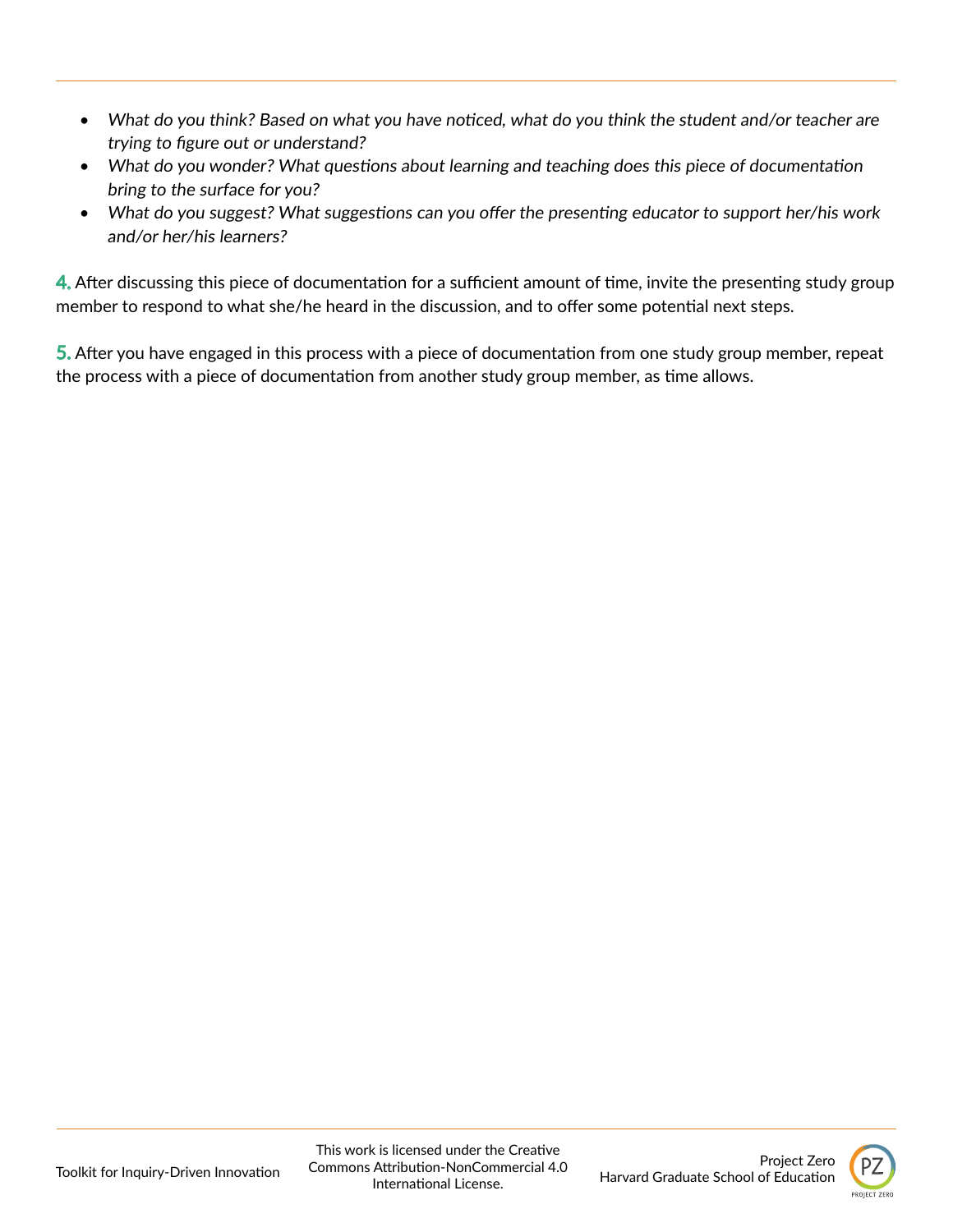- *What do you think? Based on what you have noticed, what do you think the student and/or teacher are trying to figure out or understand?*
- *What do you wonder? What questions about learning and teaching does this piece of documentation bring to the surface for you?*
- *What do you suggest? What suggestions can you offer the presenting educator to support her/his work and/or her/his learners?*

**4.** After discussing this piece of documentation for a sufficient amount of time, invite the presenting study group member to respond to what she/he heard in the discussion, and to offer some potential next steps.

**5.** After you have engaged in this process with a piece of documentation from one study group member, repeat the process with a piece of documentation from another study group member, as time allows.